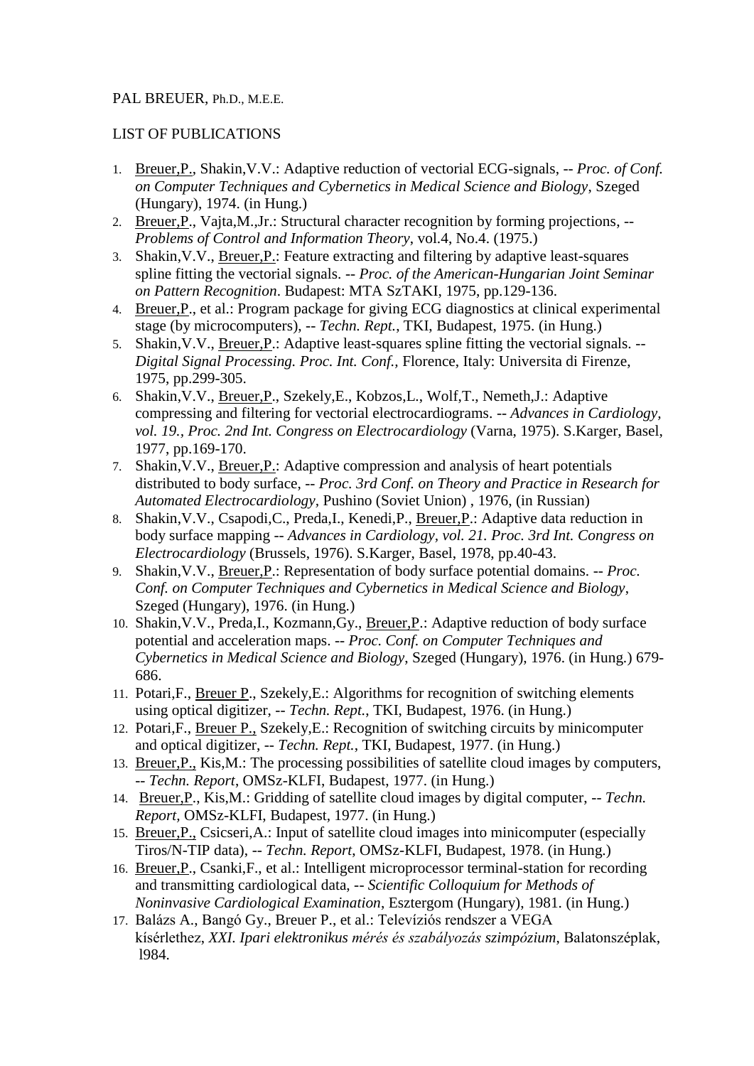PAL BREUER, Ph.D., M.E.E.

LIST OF PUBLICATIONS

1. Breuer,P., Shakin,V.V.: Adaptive reduction of vectorial ECG-signals, -- *Proc. of Conf. on Computer Techniques and Cybernetics in Medical Science and Biology*, Szeged (Hungary), 1974. (in Hung.)
2. Breuer,P., Vajta,M.,Jr.: Structural character recognition by forming projections, -- *Problems of Control and Information Theory*, vol.4, No.4. (1975.)
3. Shakin,V.V., Breuer,P.: Feature extracting and filtering by adaptive least-squares spline fitting the vectorial signals. -- *Proc. of the American-Hungarian Joint Seminar on Pattern Recognition*. Budapest: MTA SzTAKI, 1975, pp.129-136.
4. Breuer,P., et al.: Program package for giving ECG diagnostics at clinical experimental stage (by microcomputers), -- *Techn. Rept.*, TKI, Budapest, 1975. (in Hung.)
5. Shakin,V.V., Breuer,P.: Adaptive least-squares spline fitting the vectorial signals. -- *Digital Signal Processing. Proc. Int. Conf.*, Florence, Italy: Universita di Firenze, 1975, pp.299-305.
6. Shakin,V.V., Breuer,P., Szekely,E., Kobzos,L., Wolf,T., Nemeth,J.: Adaptive compressing and filtering for vectorial electrocardiograms. -- *Advances in Cardiology, vol. 19., Proc. 2nd Int. Congress on Electrocardiology* (Varna, 1975). S.Karger, Basel, 1977, pp.169-170.
7. Shakin,V.V., Breuer,P.: Adaptive compression and analysis of heart potentials distributed to body surface, -- *Proc. 3rd Conf. on Theory and Practice in Research for Automated Electrocardiology*, Pushino (Soviet Union) , 1976, (in Russian)
8. Shakin,V.V., Csapodi,C., Preda,I., Kenedi,P., Breuer,P.: Adaptive data reduction in body surface mapping -- *Advances in Cardiology, vol. 21. Proc. 3rd Int. Congress on Electrocardiology* (Brussels, 1976). S.Karger, Basel, 1978, pp.40-43.
9. Shakin,V.V., Breuer,P.: Representation of body surface potential domains. -- *Proc. Conf. on Computer Techniques and Cybernetics in Medical Science and Biology*, Szeged (Hungary), 1976. (in Hung.)
10. Shakin,V.V., Preda,I., Kozmann,Gy., Breuer,P.: Adaptive reduction of body surface potential and acceleration maps. -- *Proc. Conf. on Computer Techniques and Cybernetics in Medical Science and Biology*, Szeged (Hungary), 1976. (in Hung.) 679-686.
11. Potari,F., Breuer P., Szekely,E.: Algorithms for recognition of switching elements using optical digitizer, -- *Techn. Rept.*, TKI, Budapest, 1976. (in Hung.)
12. Potari,F., Breuer P., Szekely,E.: Recognition of switching circuits by minicomputer and optical digitizer, -- *Techn. Rept.*, TKI, Budapest, 1977. (in Hung.)
13. Breuer,P., Kis,M.: The processing possibilities of satellite cloud images by computers, -- *Techn. Report*, OMSz-KLFI, Budapest, 1977. (in Hung.)
14. Breuer,P., Kis,M.: Gridding of satellite cloud images by digital computer, -- *Techn. Report*, OMSz-KLFI, Budapest, 1977. (in Hung.)
15. Breuer,P., Csicseri,A.: Input of satellite cloud images into minicomputer (especially Tiros/N-TIP data), -- *Techn. Report*, OMSz-KLFI, Budapest, 1978. (in Hung.)
16. Breuer,P., Csanki,F., et al.: Intelligent microprocessor terminal-station for recording and transmitting cardiological data, -- *Scientific Colloquium for Methods of Noninvasive Cardiological Examination*, Esztergom (Hungary), 1981. (in Hung.)
17. Balázs A., Bangó Gy., Breuer P., et al.: Televíziós rendszer a VEGA kísérlethez, *XXI. Ipari elektronikus mérés és szabályozás szimpózium*, Balatonszéplak, l984.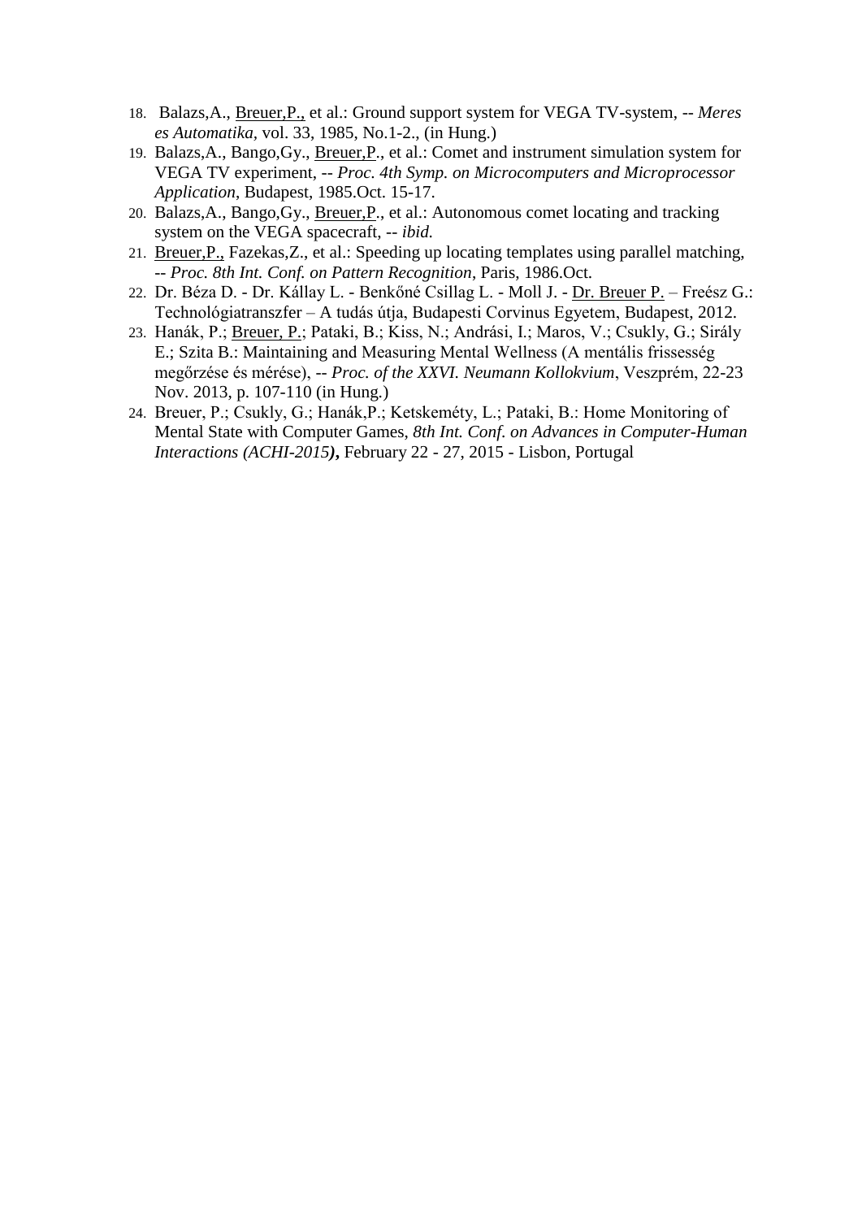18. Balazs,A., <u>Breuer,P.,</u> et al.: Ground support system for VEGA TV-system, -- *Meres es Automatika*, vol. 33, 1985, No.1-2., (in Hung.)
19. Balazs,A., Bango,Gy., <u>Breuer,P</u>., et al.: Comet and instrument simulation system for VEGA TV experiment, -- *Proc. 4th Symp. on Microcomputers and Microprocessor Application*, Budapest, 1985.Oct. 15-17.
20. Balazs,A., Bango,Gy., <u>Breuer,P</u>., et al.: Autonomous comet locating and tracking system on the VEGA spacecraft, -- *ibid.*
21. <u>Breuer,P.,</u> Fazekas,Z., et al.: Speeding up locating templates using parallel matching, -- *Proc. 8th Int. Conf. on Pattern Recognition*, Paris, 1986.Oct.
22. Dr. Béza D. - Dr. Kállay L. - Benkőné Csillag L. - Moll J. - <u>Dr. Breuer P.</u> – Freész G.: Technológiatranszfer – A tudás útja, Budapesti Corvinus Egyetem, Budapest, 2012.
23. Hanák, P.; <u>Breuer, P.</u>; Pataki, B.; Kiss, N.; Andrási, I.; Maros, V.; Csukly, G.; Sirály E.; Szita B.: Maintaining and Measuring Mental Wellness (A mentális frissesség megőrzése és mérése), -- *Proc. of the XXVI. Neumann Kollokvium*, Veszprém, 22-23 Nov. 2013, p. 107-110 (in Hung.)
24. Breuer, P.; Csukly, G.; Hanák,P.; Ketskeméty, L.; Pataki, B.: Home Monitoring of Mental State with Computer Games, *8th Int. Conf. on Advances in Computer-Human Interactions (ACHI-2015)***,** February 22 - 27, 2015 - Lisbon, Portugal